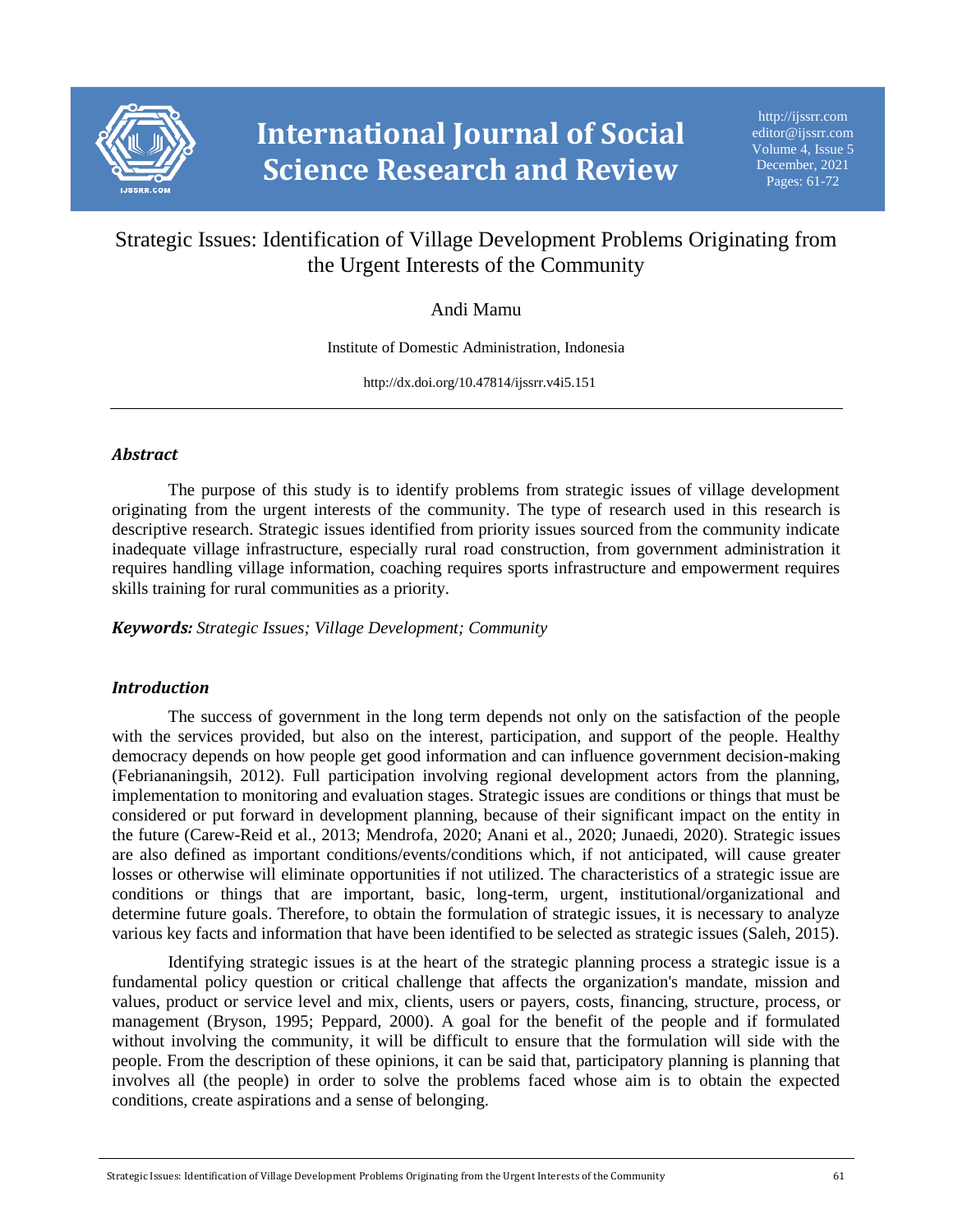# Strategic Issues: Identification of Village Development Problems Originating from the Urgent Interests of the Community

Andi Mamu

Institute of Domestic Administration, Indonesia

http://dx.doi.org/10.47814/ijssrr.v4i5.151

## *Abstract*

The purpose of this study is to identify problems from strategic issues of village development originating from the urgent interests of the community. The type of research used in this research is descriptive research. Strategic issues identified from priority issues sourced from the community indicate inadequate village infrastructure, especially rural road construction, from government administration it requires handling village information, coaching requires sports infrastructure and empowerment requires skills training for rural communities as a priority.

***Keywords:*** *Strategic Issues; Village Development; Community*

## *Introduction*

The success of government in the long term depends not only on the satisfaction of the people with the services provided, but also on the interest, participation, and support of the people. Healthy democracy depends on how people get good information and can influence government decision-making (Febriananingsih, 2012). Full participation involving regional development actors from the planning, implementation to monitoring and evaluation stages. Strategic issues are conditions or things that must be considered or put forward in development planning, because of their significant impact on the entity in the future (Carew-Reid et al., 2013; Mendrofa, 2020; Anani et al., 2020; Junaedi, 2020). Strategic issues are also defined as important conditions/events/conditions which, if not anticipated, will cause greater losses or otherwise will eliminate opportunities if not utilized. The characteristics of a strategic issue are conditions or things that are important, basic, long-term, urgent, institutional/organizational and determine future goals. Therefore, to obtain the formulation of strategic issues, it is necessary to analyze various key facts and information that have been identified to be selected as strategic issues (Saleh, 2015).

Identifying strategic issues is at the heart of the strategic planning process a strategic issue is a fundamental policy question or critical challenge that affects the organization's mandate, mission and values, product or service level and mix, clients, users or payers, costs, financing, structure, process, or management (Bryson, 1995; Peppard, 2000). A goal for the benefit of the people and if formulated without involving the community, it will be difficult to ensure that the formulation will side with the people. From the description of these opinions, it can be said that, participatory planning is planning that involves all (the people) in order to solve the problems faced whose aim is to obtain the expected conditions, create aspirations and a sense of belonging.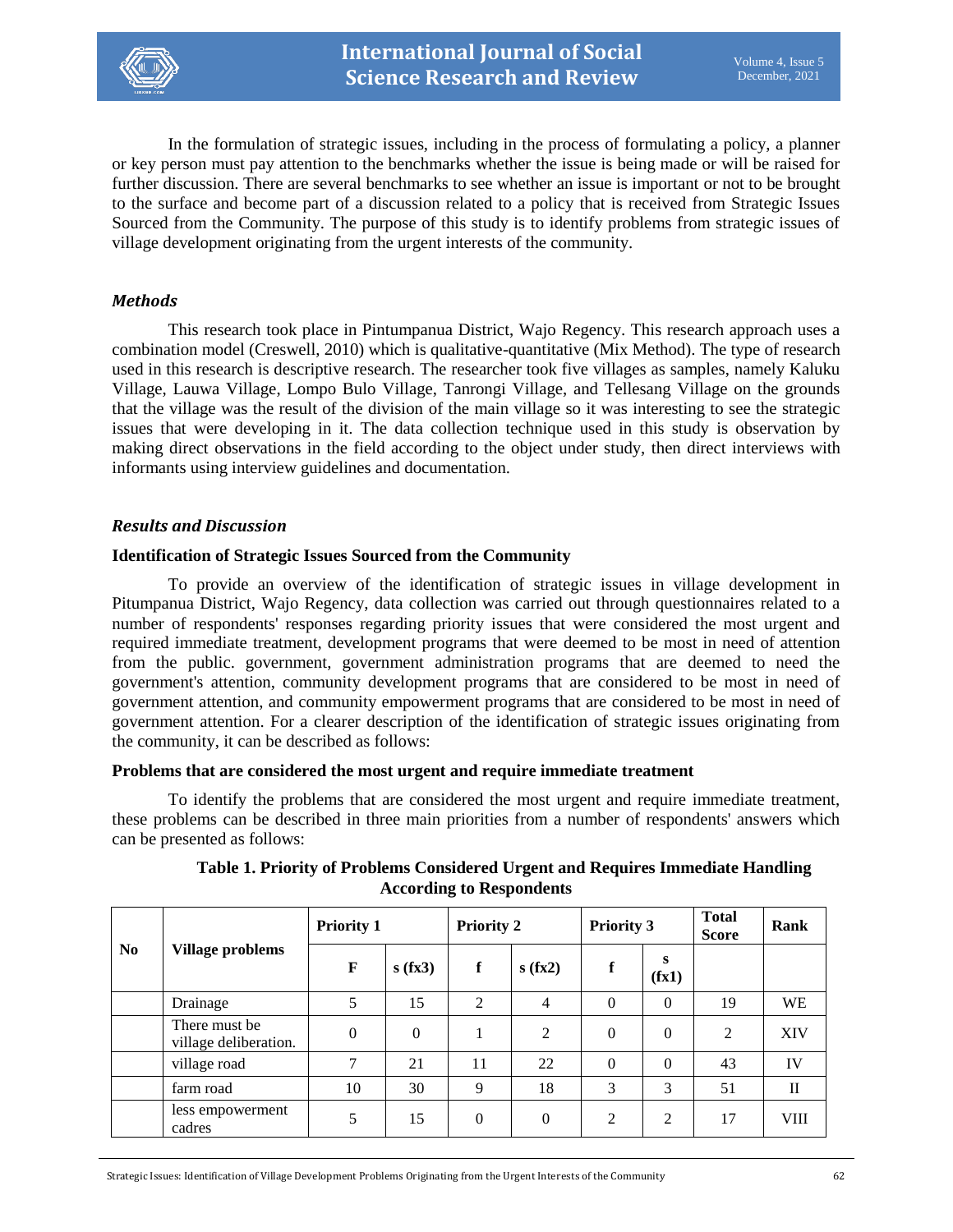In the formulation of strategic issues, including in the process of formulating a policy, a planner or key person must pay attention to the benchmarks whether the issue is being made or will be raised for further discussion. There are several benchmarks to see whether an issue is important or not to be brought to the surface and become part of a discussion related to a policy that is received from Strategic Issues Sourced from the Community. The purpose of this study is to identify problems from strategic issues of village development originating from the urgent interests of the community.

## *Methods*

This research took place in Pintumpanua District, Wajo Regency. This research approach uses a combination model (Creswell, 2010) which is qualitative-quantitative (Mix Method). The type of research used in this research is descriptive research. The researcher took five villages as samples, namely Kaluku Village, Lauwa Village, Lompo Bulo Village, Tanrongi Village, and Tellesang Village on the grounds that the village was the result of the division of the main village so it was interesting to see the strategic issues that were developing in it. The data collection technique used in this study is observation by making direct observations in the field according to the object under study, then direct interviews with informants using interview guidelines and documentation.

## *Results and Discussion*

### Identification of Strategic Issues Sourced from the Community

To provide an overview of the identification of strategic issues in village development in Pitumpanua District, Wajo Regency, data collection was carried out through questionnaires related to a number of respondents' responses regarding priority issues that were considered the most urgent and required immediate treatment, development programs that were deemed to be most in need of attention from the public. government, government administration programs that are deemed to need the government's attention, community development programs that are considered to be most in need of government attention, and community empowerment programs that are considered to be most in need of government attention. For a clearer description of the identification of strategic issues originating from the community, it can be described as follows:

### Problems that are considered the most urgent and require immediate treatment

To identify the problems that are considered the most urgent and require immediate treatment, these problems can be described in three main priorities from a number of respondents' answers which can be presented as follows:

**Table 1. Priority of Problems Considered Urgent and Requires Immediate Handling According to Respondents**

| No | Village problems | Priority 1 | | Priority 2 | | Priority 3 | | Total Score | Rank |
|---|---|---|---|---|---|---|---|---|---|
| | | F | s (fx3) | f | s (fx2) | f | s (fx1) | | |
| | Drainage | 5 | 15 | 2 | 4 | 0 | 0 | 19 | WE |
| | There must be village deliberation. | 0 | 0 | 1 | 2 | 0 | 0 | 2 | XIV |
| | village road | 7 | 21 | 11 | 22 | 0 | 0 | 43 | IV |
| | farm road | 10 | 30 | 9 | 18 | 3 | 3 | 51 | II |
| | less empowerment cadres | 5 | 15 | 0 | 0 | 2 | 2 | 17 | VIII |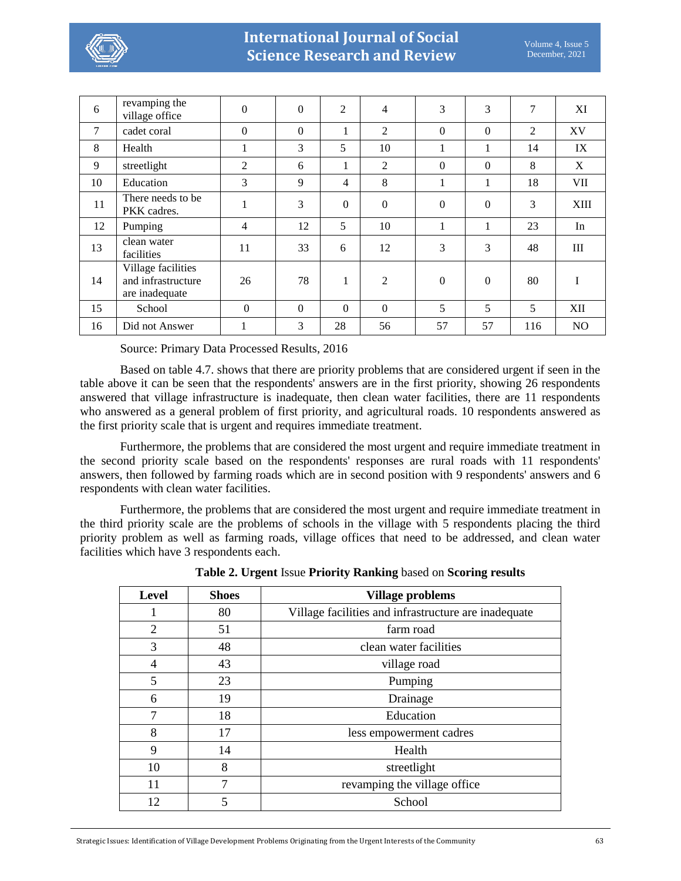| 6 | revamping the village office | 0 | 0 | 2 | 4 | 3 | 3 | 7 | XI |
|---|---|---|---|---|---|---|---|---|---|
| 7 | cadet coral | 0 | 0 | 1 | 2 | 0 | 0 | 2 | XV |
| 8 | Health | 1 | 3 | 5 | 10 | 1 | 1 | 14 | IX |
| 9 | streetlight | 2 | 6 | 1 | 2 | 0 | 0 | 8 | X |
| 10 | Education | 3 | 9 | 4 | 8 | 1 | 1 | 18 | VII |
| 11 | There needs to be PKK cadres. | 1 | 3 | 0 | 0 | 0 | 0 | 3 | XIII |
| 12 | Pumping | 4 | 12 | 5 | 10 | 1 | 1 | 23 | In |
| 13 | clean water facilities | 11 | 33 | 6 | 12 | 3 | 3 | 48 | III |
| 14 | Village facilities and infrastructure are inadequate | 26 | 78 | 1 | 2 | 0 | 0 | 80 | I |
| 15 | School | 0 | 0 | 0 | 0 | 5 | 5 | 5 | XII |
| 16 | Did not Answer | 1 | 3 | 28 | 56 | 57 | 57 | 116 | NO |

Source: Primary Data Processed Results, 2016

Based on table 4.7. shows that there are priority problems that are considered urgent if seen in the table above it can be seen that the respondents' answers are in the first priority, showing 26 respondents answered that village infrastructure is inadequate, then clean water facilities, there are 11 respondents who answered as a general problem of first priority, and agricultural roads. 10 respondents answered as the first priority scale that is urgent and requires immediate treatment.

Furthermore, the problems that are considered the most urgent and require immediate treatment in the second priority scale based on the respondents' responses are rural roads with 11 respondents' answers, then followed by farming roads which are in second position with 9 respondents' answers and 6 respondents with clean water facilities.

Furthermore, the problems that are considered the most urgent and require immediate treatment in the third priority scale are the problems of schools in the village with 5 respondents placing the third priority problem as well as farming roads, village offices that need to be addressed, and clean water facilities which have 3 respondents each.

**Table 2. Urgent** Issue **Priority Ranking** based on **Scoring results**

| Level | Shoes | Village problems |
|---|---|---|
| 1 | 80 | Village facilities and infrastructure are inadequate |
| 2 | 51 | farm road |
| 3 | 48 | clean water facilities |
| 4 | 43 | village road |
| 5 | 23 | Pumping |
| 6 | 19 | Drainage |
| 7 | 18 | Education |
| 8 | 17 | less empowerment cadres |
| 9 | 14 | Health |
| 10 | 8 | streetlight |
| 11 | 7 | revamping the village office |
| 12 | 5 | School |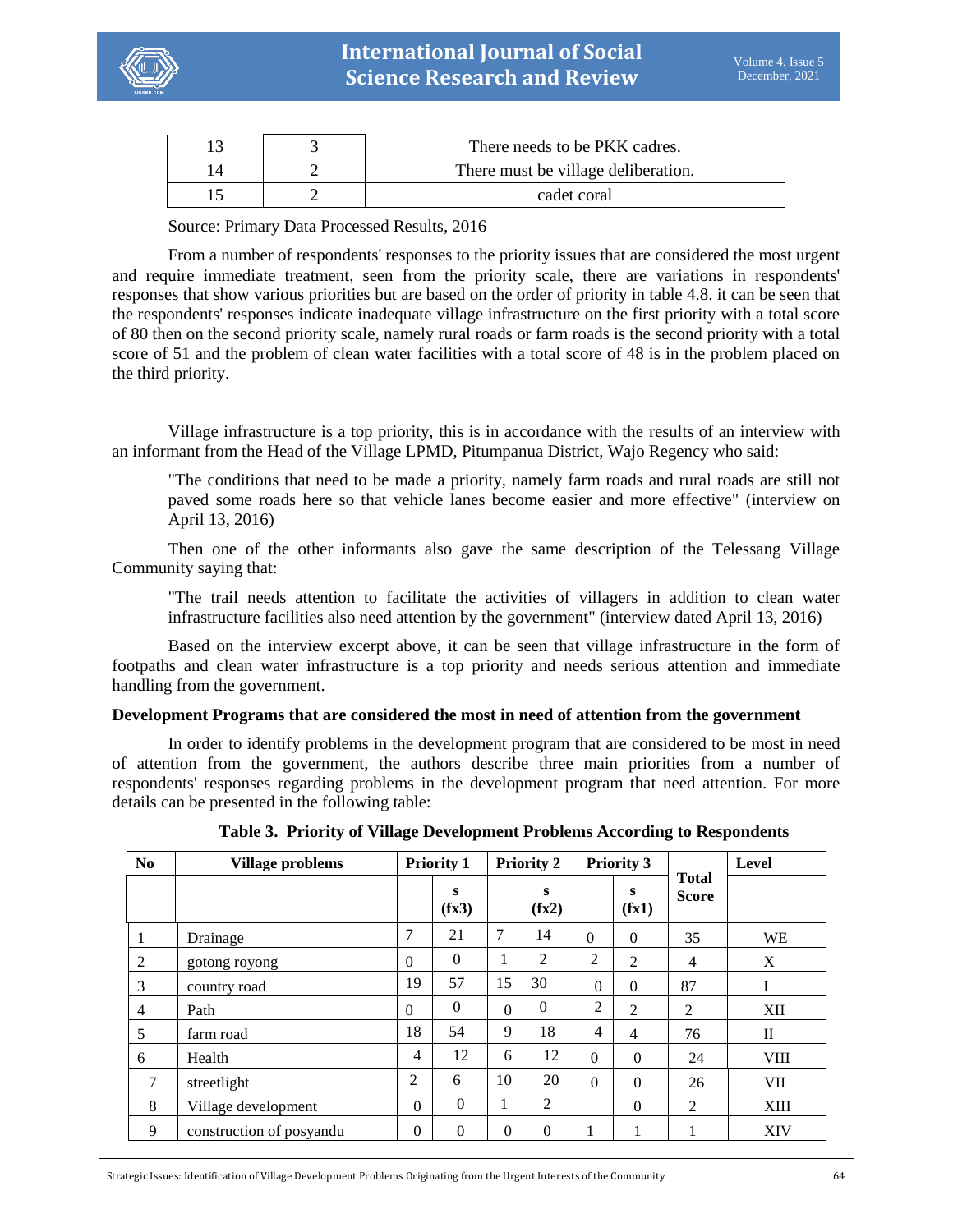| 13 | 3 | There needs to be PKK cadres. |
|---|---|---|
| 14 | 2 | There must be village deliberation. |
| 15 | 2 | cadet coral |

Source: Primary Data Processed Results, 2016

From a number of respondents' responses to the priority issues that are considered the most urgent and require immediate treatment, seen from the priority scale, there are variations in respondents' responses that show various priorities but are based on the order of priority in table 4.8. it can be seen that the respondents' responses indicate inadequate village infrastructure on the first priority with a total score of 80 then on the second priority scale, namely rural roads or farm roads is the second priority with a total score of 51 and the problem of clean water facilities with a total score of 48 is in the problem placed on the third priority.

Village infrastructure is a top priority, this is in accordance with the results of an interview with an informant from the Head of the Village LPMD, Pitumpanua District, Wajo Regency who said:

> "The conditions that need to be made a priority, namely farm roads and rural roads are still not paved some roads here so that vehicle lanes become easier and more effective" (interview on April 13, 2016)

Then one of the other informants also gave the same description of the Telessang Village Community saying that:

> "The trail needs attention to facilitate the activities of villagers in addition to clean water infrastructure facilities also need attention by the government" (interview dated April 13, 2016)

Based on the interview excerpt above, it can be seen that village infrastructure in the form of footpaths and clean water infrastructure is a top priority and needs serious attention and immediate handling from the government.

**Development Programs that are considered the most in need of attention from the government**

In order to identify problems in the development program that are considered to be most in need of attention from the government, the authors describe three main priorities from a number of respondents' responses regarding problems in the development program that need attention. For more details can be presented in the following table:

**Table 3. Priority of Village Development Problems According to Respondents**

| No | Village problems | Priority 1 | | Priority 2 | | Priority 3 | | Total Score | Level |
|---|---|---|---|---|---|---|---|---|---|
| | | | s (fx3) | | s (fx2) | | s (fx1) | | |
| 1 | Drainage | 7 | 21 | 7 | 14 | 0 | 0 | 35 | WE |
| 2 | gotong royong | 0 | 0 | 1 | 2 | 2 | 2 | 4 | X |
| 3 | country road | 19 | 57 | 15 | 30 | 0 | 0 | 87 | I |
| 4 | Path | 0 | 0 | 0 | 0 | 2 | 2 | 2 | XII |
| 5 | farm road | 18 | 54 | 9 | 18 | 4 | 4 | 76 | II |
| 6 | Health | 4 | 12 | 6 | 12 | 0 | 0 | 24 | VIII |
| 7 | streetlight | 2 | 6 | 10 | 20 | 0 | 0 | 26 | VII |
| 8 | Village development | 0 | 0 | 1 | 2 | | 0 | 2 | XIII |
| 9 | construction of posyandu | 0 | 0 | 0 | 0 | 1 | 1 | 1 | XIV |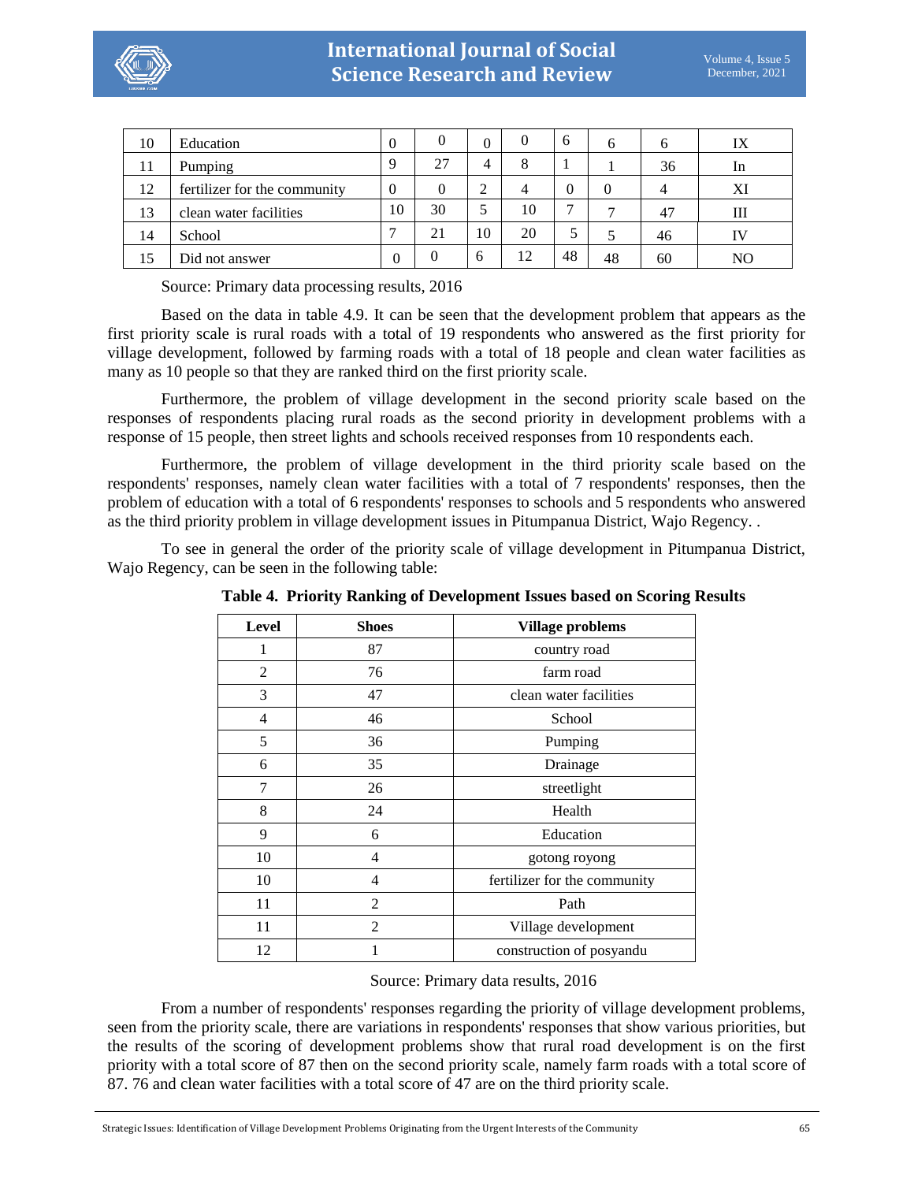| 10 | Education | 0 | 0 | 0 | 0 | 6 | 6 | 6 | IX |
|---|---|---|---|---|---|---|---|---|---|
| 11 | Pumping | 9 | 27 | 4 | 8 | 1 | 1 | 36 | In |
| 12 | fertilizer for the community | 0 | 0 | 2 | 4 | 0 | 0 | 4 | XI |
| 13 | clean water facilities | 10 | 30 | 5 | 10 | 7 | 7 | 47 | III |
| 14 | School | 7 | 21 | 10 | 20 | 5 | 5 | 46 | IV |
| 15 | Did not answer | 0 | 0 | 6 | 12 | 48 | 48 | 60 | NO |

Source: Primary data processing results, 2016

Based on the data in table 4.9. It can be seen that the development problem that appears as the first priority scale is rural roads with a total of 19 respondents who answered as the first priority for village development, followed by farming roads with a total of 18 people and clean water facilities as many as 10 people so that they are ranked third on the first priority scale.

Furthermore, the problem of village development in the second priority scale based on the responses of respondents placing rural roads as the second priority in development problems with a response of 15 people, then street lights and schools received responses from 10 respondents each.

Furthermore, the problem of village development in the third priority scale based on the respondents' responses, namely clean water facilities with a total of 7 respondents' responses, then the problem of education with a total of 6 respondents' responses to schools and 5 respondents who answered as the third priority problem in village development issues in Pitumpanua District, Wajo Regency. .

To see in general the order of the priority scale of village development in Pitumpanua District, Wajo Regency, can be seen in the following table:

**Table 4. Priority Ranking of Development Issues based on Scoring Results**

| Level | Shoes | Village problems |
|---|---|---|
| 1 | 87 | country road |
| 2 | 76 | farm road |
| 3 | 47 | clean water facilities |
| 4 | 46 | School |
| 5 | 36 | Pumping |
| 6 | 35 | Drainage |
| 7 | 26 | streetlight |
| 8 | 24 | Health |
| 9 | 6 | Education |
| 10 | 4 | gotong royong |
| 10 | 4 | fertilizer for the community |
| 11 | 2 | Path |
| 11 | 2 | Village development |
| 12 | 1 | construction of posyandu |

Source: Primary data results, 2016

From a number of respondents' responses regarding the priority of village development problems, seen from the priority scale, there are variations in respondents' responses that show various priorities, but the results of the scoring of development problems show that rural road development is on the first priority with a total score of 87 then on the second priority scale, namely farm roads with a total score of 87. 76 and clean water facilities with a total score of 47 are on the third priority scale.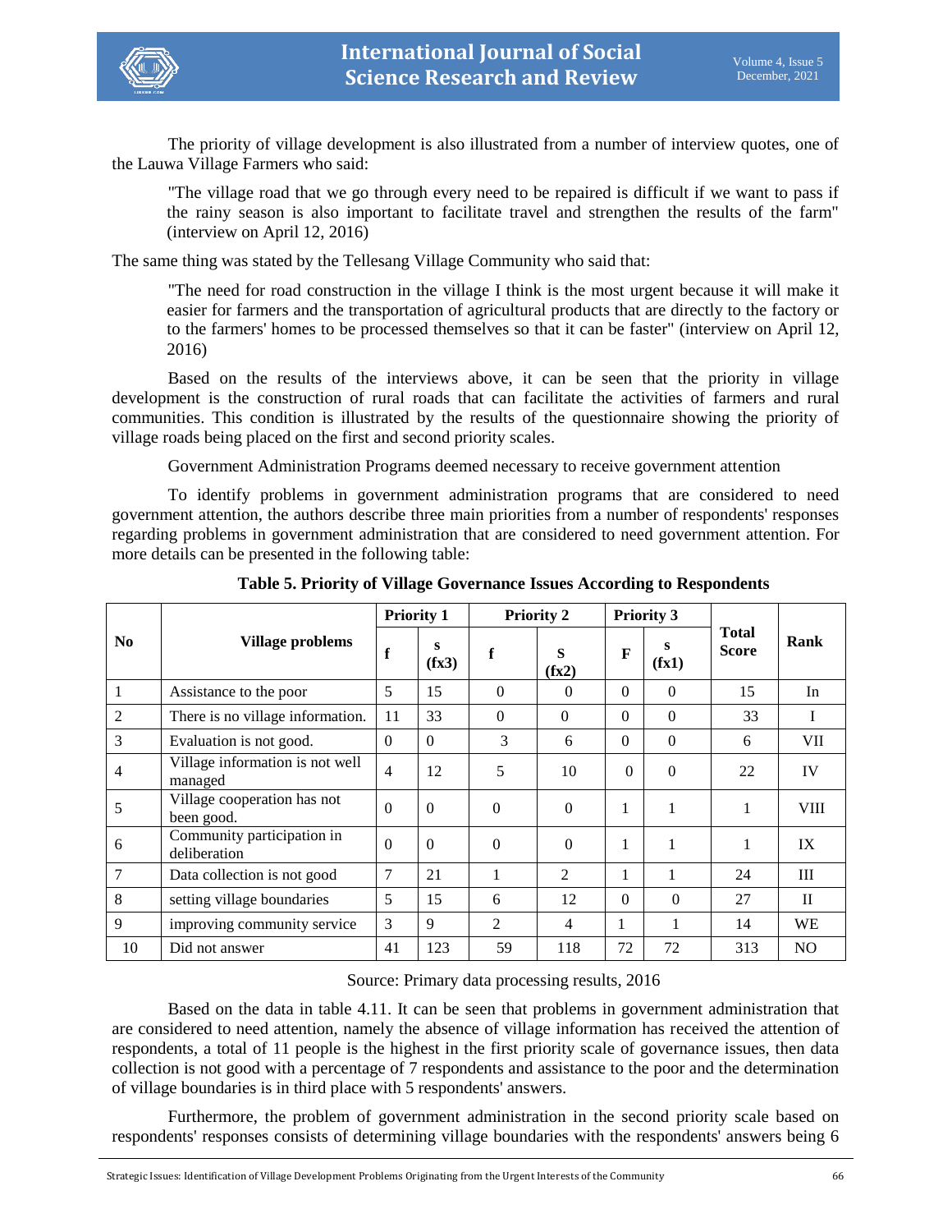The priority of village development is also illustrated from a number of interview quotes, one of the Lauwa Village Farmers who said:

> "The village road that we go through every need to be repaired is difficult if we want to pass if the rainy season is also important to facilitate travel and strengthen the results of the farm" (interview on April 12, 2016)

The same thing was stated by the Tellesang Village Community who said that:

> "The need for road construction in the village I think is the most urgent because it will make it easier for farmers and the transportation of agricultural products that are directly to the factory or to the farmers' homes to be processed themselves so that it can be faster" (interview on April 12, 2016)

Based on the results of the interviews above, it can be seen that the priority in village development is the construction of rural roads that can facilitate the activities of farmers and rural communities. This condition is illustrated by the results of the questionnaire showing the priority of village roads being placed on the first and second priority scales.

Government Administration Programs deemed necessary to receive government attention

To identify problems in government administration programs that are considered to need government attention, the authors describe three main priorities from a number of respondents' responses regarding problems in government administration that are considered to need government attention. For more details can be presented in the following table:

**Table 5. Priority of Village Governance Issues According to Respondents**

| No | Village problems | Priority 1 | | Priority 2 | | Priority 3 | | Total Score | Rank |
|---|---|---|---|---|---|---|---|---|---|
| | | f | s (fx3) | f | S (fx2) | F | s (fx1) | | |
| 1 | Assistance to the poor | 5 | 15 | 0 | 0 | 0 | 0 | 15 | In |
| 2 | There is no village information. | 11 | 33 | 0 | 0 | 0 | 0 | 33 | I |
| 3 | Evaluation is not good. | 0 | 0 | 3 | 6 | 0 | 0 | 6 | VII |
| 4 | Village information is not well managed | 4 | 12 | 5 | 10 | 0 | 0 | 22 | IV |
| 5 | Village cooperation has not been good. | 0 | 0 | 0 | 0 | 1 | 1 | 1 | VIII |
| 6 | Community participation in deliberation | 0 | 0 | 0 | 0 | 1 | 1 | 1 | IX |
| 7 | Data collection is not good | 7 | 21 | 1 | 2 | 1 | 1 | 24 | III |
| 8 | setting village boundaries | 5 | 15 | 6 | 12 | 0 | 0 | 27 | II |
| 9 | improving community service | 3 | 9 | 2 | 4 | 1 | 1 | 14 | WE |
| 10 | Did not answer | 41 | 123 | 59 | 118 | 72 | 72 | 313 | NO |

Source: Primary data processing results, 2016

Based on the data in table 4.11. It can be seen that problems in government administration that are considered to need attention, namely the absence of village information has received the attention of respondents, a total of 11 people is the highest in the first priority scale of governance issues, then data collection is not good with a percentage of 7 respondents and assistance to the poor and the determination of village boundaries is in third place with 5 respondents' answers.

Furthermore, the problem of government administration in the second priority scale based on respondents' responses consists of determining village boundaries with the respondents' answers being 6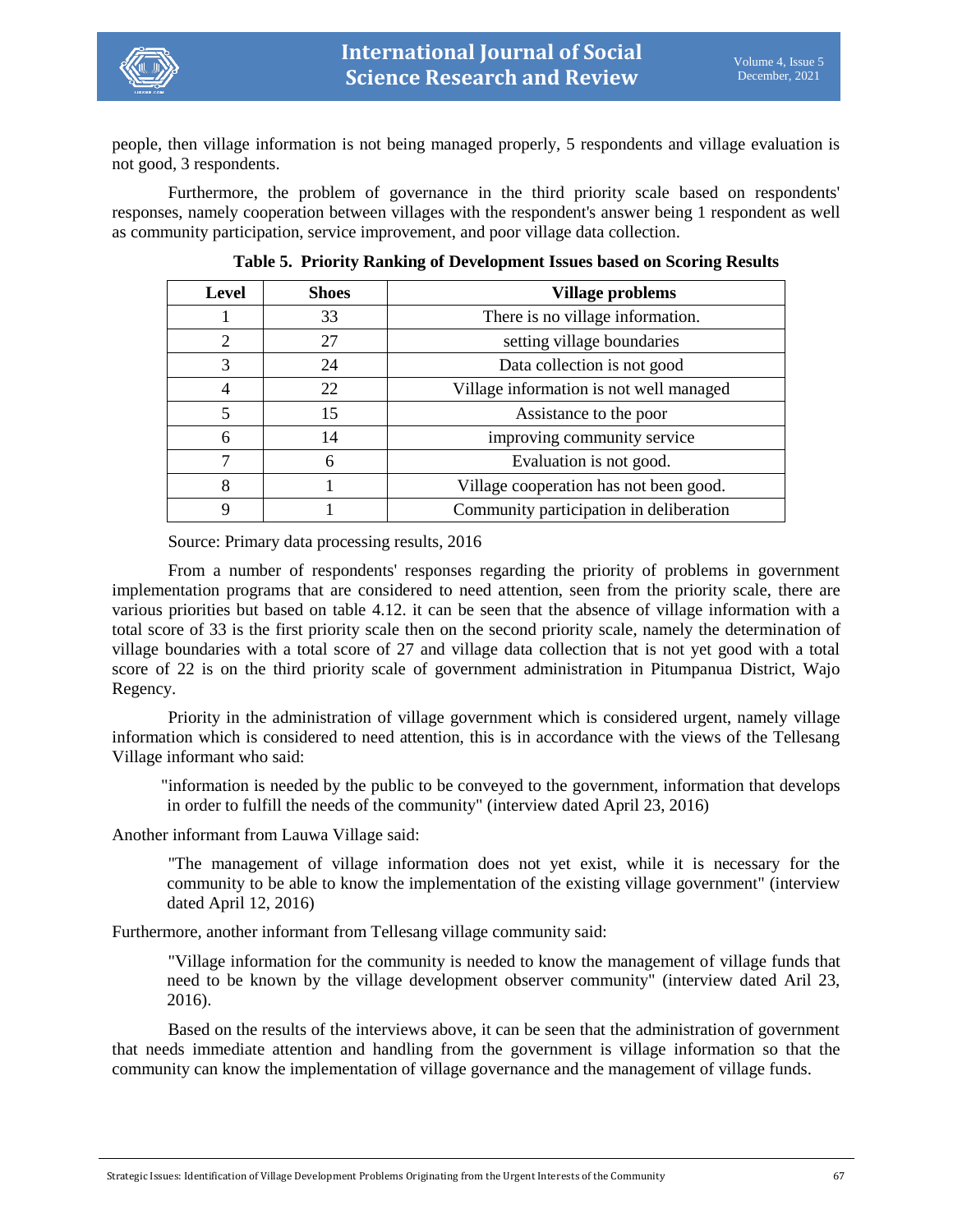people, then village information is not being managed properly, 5 respondents and village evaluation is not good, 3 respondents.

Furthermore, the problem of governance in the third priority scale based on respondents' responses, namely cooperation between villages with the respondent's answer being 1 respondent as well as community participation, service improvement, and poor village data collection.

**Table 5. Priority Ranking of Development Issues based on Scoring Results**

| Level | Shoes | Village problems |
|---|---|---|
| 1 | 33 | There is no village information. |
| 2 | 27 | setting village boundaries |
| 3 | 24 | Data collection is not good |
| 4 | 22 | Village information is not well managed |
| 5 | 15 | Assistance to the poor |
| 6 | 14 | improving community service |
| 7 | 6 | Evaluation is not good. |
| 8 | 1 | Village cooperation has not been good. |
| 9 | 1 | Community participation in deliberation |

Source: Primary data processing results, 2016

From a number of respondents' responses regarding the priority of problems in government implementation programs that are considered to need attention, seen from the priority scale, there are various priorities but based on table 4.12. it can be seen that the absence of village information with a total score of 33 is the first priority scale then on the second priority scale, namely the determination of village boundaries with a total score of 27 and village data collection that is not yet good with a total score of 22 is on the third priority scale of government administration in Pitumpanua District, Wajo Regency.

Priority in the administration of village government which is considered urgent, namely village information which is considered to need attention, this is in accordance with the views of the Tellesang Village informant who said:

> "information is needed by the public to be conveyed to the government, information that develops in order to fulfill the needs of the community" (interview dated April 23, 2016)

Another informant from Lauwa Village said:

> "The management of village information does not yet exist, while it is necessary for the community to be able to know the implementation of the existing village government" (interview dated April 12, 2016)

Furthermore, another informant from Tellesang village community said:

> "Village information for the community is needed to know the management of village funds that need to be known by the village development observer community" (interview dated Aril 23, 2016).

Based on the results of the interviews above, it can be seen that the administration of government that needs immediate attention and handling from the government is village information so that the community can know the implementation of village governance and the management of village funds.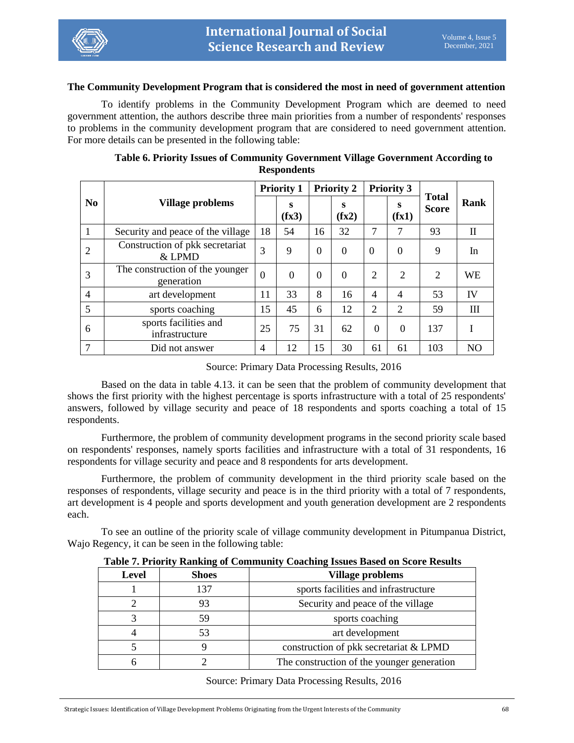### The Community Development Program that is considered the most in need of government attention

To identify problems in the Community Development Program which are deemed to need government attention, the authors describe three main priorities from a number of respondents' responses to problems in the community development program that are considered to need government attention. For more details can be presented in the following table:

**Table 6. Priority Issues of Community Government Village Government According to Respondents**

| No | Village problems | Priority 1 | | Priority 2 | | Priority 3 | | Total Score | Rank |
|---|---|---|---|---|---|---|---|---|---|
| | | | s (fx3) | | s (fx2) | | s (fx1) | | |
| 1 | Security and peace of the village | 18 | 54 | 16 | 32 | 7 | 7 | 93 | II |
| 2 | Construction of pkk secretariat & LPMD | 3 | 9 | 0 | 0 | 0 | 0 | 9 | In |
| 3 | The construction of the younger generation | 0 | 0 | 0 | 0 | 2 | 2 | 2 | WE |
| 4 | art development | 11 | 33 | 8 | 16 | 4 | 4 | 53 | IV |
| 5 | sports coaching | 15 | 45 | 6 | 12 | 2 | 2 | 59 | III |
| 6 | sports facilities and infrastructure | 25 | 75 | 31 | 62 | 0 | 0 | 137 | I |
| 7 | Did not answer | 4 | 12 | 15 | 30 | 61 | 61 | 103 | NO |

Source: Primary Data Processing Results, 2016

Based on the data in table 4.13. it can be seen that the problem of community development that shows the first priority with the highest percentage is sports infrastructure with a total of 25 respondents' answers, followed by village security and peace of 18 respondents and sports coaching a total of 15 respondents.

Furthermore, the problem of community development programs in the second priority scale based on respondents' responses, namely sports facilities and infrastructure with a total of 31 respondents, 16 respondents for village security and peace and 8 respondents for arts development.

Furthermore, the problem of community development in the third priority scale based on the responses of respondents, village security and peace is in the third priority with a total of 7 respondents, art development is 4 people and sports development and youth generation development are 2 respondents each.

To see an outline of the priority scale of village community development in Pitumpanua District, Wajo Regency, it can be seen in the following table:

**Table 7. Priority Ranking of Community Coaching Issues Based on Score Results**

| Level | Shoes | Village problems |
|---|---|---|
| 1 | 137 | sports facilities and infrastructure |
| 2 | 93 | Security and peace of the village |
| 3 | 59 | sports coaching |
| 4 | 53 | art development |
| 5 | 9 | construction of pkk secretariat & LPMD |
| 6 | 2 | The construction of the younger generation |

Source: Primary Data Processing Results, 2016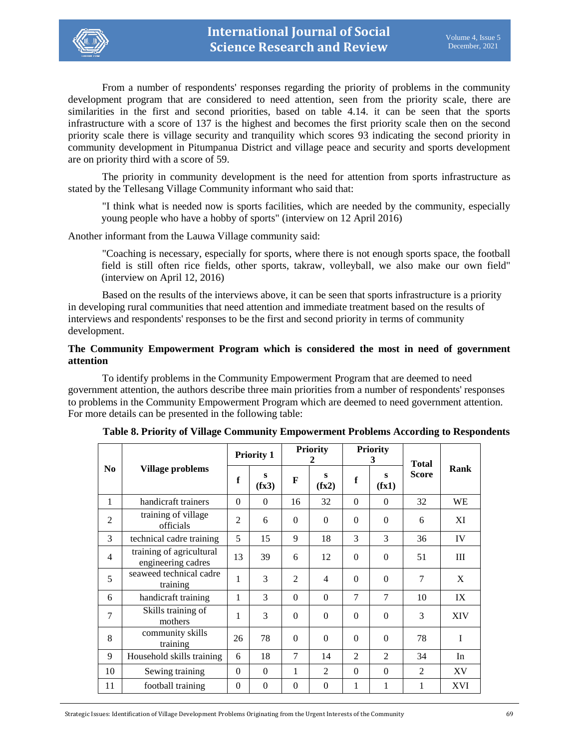From a number of respondents' responses regarding the priority of problems in the community development program that are considered to need attention, seen from the priority scale, there are similarities in the first and second priorities, based on table 4.14. it can be seen that the sports infrastructure with a score of 137 is the highest and becomes the first priority scale then on the second priority scale there is village security and tranquility which scores 93 indicating the second priority in community development in Pitumpanua District and village peace and security and sports development are on priority third with a score of 59.

The priority in community development is the need for attention from sports infrastructure as stated by the Tellesang Village Community informant who said that:

> "I think what is needed now is sports facilities, which are needed by the community, especially young people who have a hobby of sports" (interview on 12 April 2016)

Another informant from the Lauwa Village community said:

> "Coaching is necessary, especially for sports, where there is not enough sports space, the football field is still often rice fields, other sports, takraw, volleyball, we also make our own field" (interview on April 12, 2016)

Based on the results of the interviews above, it can be seen that sports infrastructure is a priority in developing rural communities that need attention and immediate treatment based on the results of interviews and respondents' responses to be the first and second priority in terms of community development.

**The Community Empowerment Program which is considered the most in need of government attention**

To identify problems in the Community Empowerment Program that are deemed to need government attention, the authors describe three main priorities from a number of respondents' responses to problems in the Community Empowerment Program which are deemed to need government attention. For more details can be presented in the following table:

**Table 8. Priority of Village Community Empowerment Problems According to Respondents**

| No | Village problems | Priority 1 | | Priority 2 | | Priority 3 | | Total Score | Rank |
|---|---|---|---|---|---|---|---|---|---|
| | | f | s (fx3) | F | s (fx2) | f | s (fx1) | | |
| 1 | handicraft trainers | 0 | 0 | 16 | 32 | 0 | 0 | 32 | WE |
| 2 | training of village officials | 2 | 6 | 0 | 0 | 0 | 0 | 6 | XI |
| 3 | technical cadre training | 5 | 15 | 9 | 18 | 3 | 3 | 36 | IV |
| 4 | training of agricultural engineering cadres | 13 | 39 | 6 | 12 | 0 | 0 | 51 | III |
| 5 | seaweed technical cadre training | 1 | 3 | 2 | 4 | 0 | 0 | 7 | X |
| 6 | handicraft training | 1 | 3 | 0 | 0 | 7 | 7 | 10 | IX |
| 7 | Skills training of mothers | 1 | 3 | 0 | 0 | 0 | 0 | 3 | XIV |
| 8 | community skills training | 26 | 78 | 0 | 0 | 0 | 0 | 78 | I |
| 9 | Household skills training | 6 | 18 | 7 | 14 | 2 | 2 | 34 | In |
| 10 | Sewing training | 0 | 0 | 1 | 2 | 0 | 0 | 2 | XV |
| 11 | football training | 0 | 0 | 0 | 0 | 1 | 1 | 1 | XVI |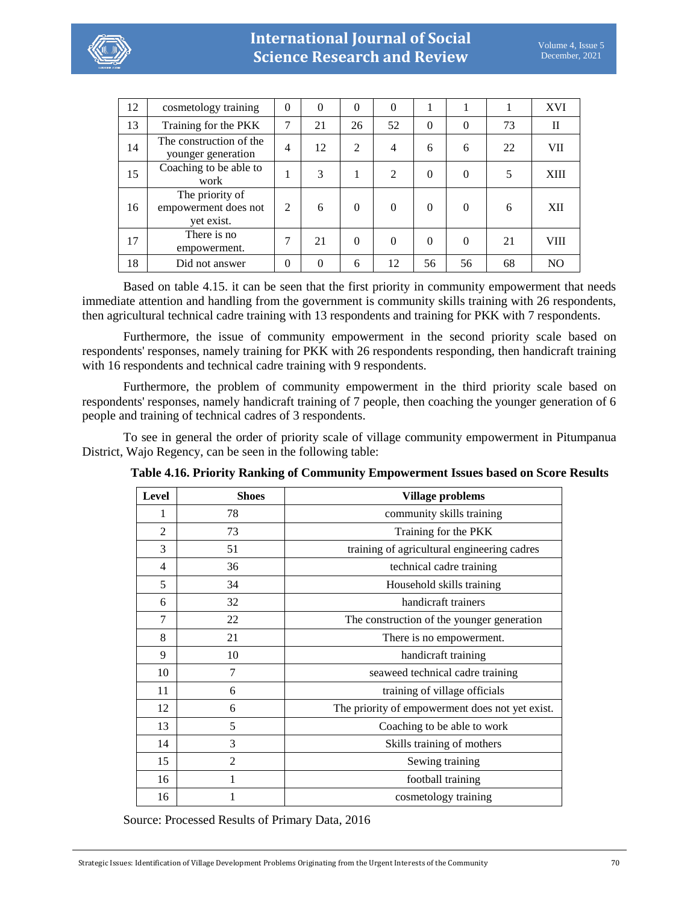| 12 | cosmetology training | 0 | 0 | 0 | 0 | 1 | 1 | 1 | XVI |
|---|---|---|---|---|---|---|---|---|---|
| 13 | Training for the PKK | 7 | 21 | 26 | 52 | 0 | 0 | 73 | II |
| 14 | The construction of the younger generation | 4 | 12 | 2 | 4 | 6 | 6 | 22 | VII |
| 15 | Coaching to be able to work | 1 | 3 | 1 | 2 | 0 | 0 | 5 | XIII |
| 16 | The priority of empowerment does not yet exist. | 2 | 6 | 0 | 0 | 0 | 0 | 6 | XII |
| 17 | There is no empowerment. | 7 | 21 | 0 | 0 | 0 | 0 | 21 | VIII |
| 18 | Did not answer | 0 | 0 | 6 | 12 | 56 | 56 | 68 | NO |

Based on table 4.15. it can be seen that the first priority in community empowerment that needs immediate attention and handling from the government is community skills training with 26 respondents, then agricultural technical cadre training with 13 respondents and training for PKK with 7 respondents.

Furthermore, the issue of community empowerment in the second priority scale based on respondents' responses, namely training for PKK with 26 respondents responding, then handicraft training with 16 respondents and technical cadre training with 9 respondents.

Furthermore, the problem of community empowerment in the third priority scale based on respondents' responses, namely handicraft training of 7 people, then coaching the younger generation of 6 people and training of technical cadres of 3 respondents.

To see in general the order of priority scale of village community empowerment in Pitumpanua District, Wajo Regency, can be seen in the following table:

**Table 4.16. Priority Ranking of Community Empowerment Issues based on Score Results**

| Level | Shoes | Village problems |
|---|---|---|
| 1 | 78 | community skills training |
| 2 | 73 | Training for the PKK |
| 3 | 51 | training of agricultural engineering cadres |
| 4 | 36 | technical cadre training |
| 5 | 34 | Household skills training |
| 6 | 32 | handicraft trainers |
| 7 | 22 | The construction of the younger generation |
| 8 | 21 | There is no empowerment. |
| 9 | 10 | handicraft training |
| 10 | 7 | seaweed technical cadre training |
| 11 | 6 | training of village officials |
| 12 | 6 | The priority of empowerment does not yet exist. |
| 13 | 5 | Coaching to be able to work |
| 14 | 3 | Skills training of mothers |
| 15 | 2 | Sewing training |
| 16 | 1 | football training |
| 16 | 1 | cosmetology training |

Source: Processed Results of Primary Data, 2016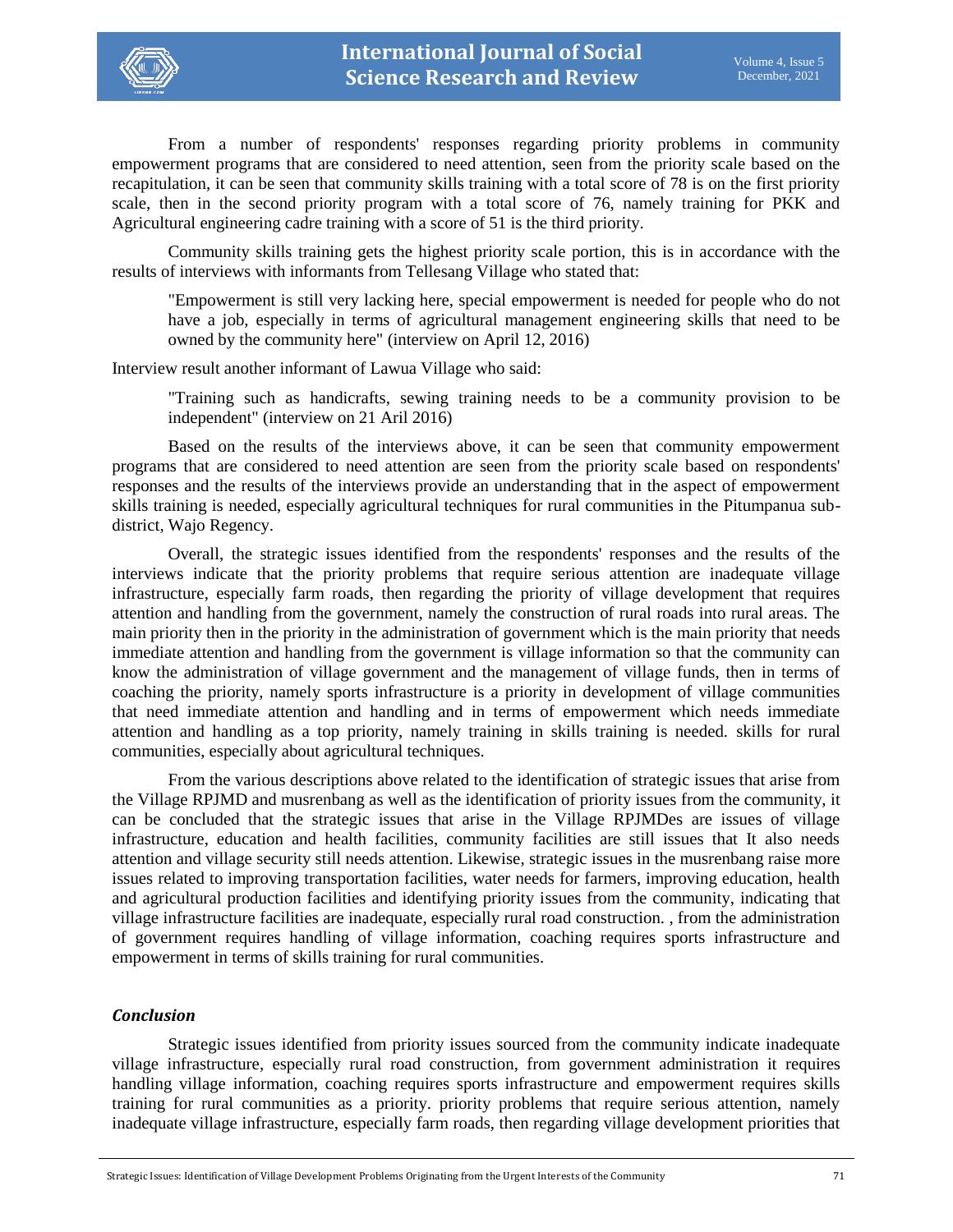From a number of respondents' responses regarding priority problems in community empowerment programs that are considered to need attention, seen from the priority scale based on the recapitulation, it can be seen that community skills training with a total score of 78 is on the first priority scale, then in the second priority program with a total score of 76, namely training for PKK and Agricultural engineering cadre training with a score of 51 is the third priority.

Community skills training gets the highest priority scale portion, this is in accordance with the results of interviews with informants from Tellesang Village who stated that:

> "Empowerment is still very lacking here, special empowerment is needed for people who do not have a job, especially in terms of agricultural management engineering skills that need to be owned by the community here" (interview on April 12, 2016)

Interview result another informant of Lawua Village who said:

> "Training such as handicrafts, sewing training needs to be a community provision to be independent" (interview on 21 Aril 2016)

Based on the results of the interviews above, it can be seen that community empowerment programs that are considered to need attention are seen from the priority scale based on respondents' responses and the results of the interviews provide an understanding that in the aspect of empowerment skills training is needed, especially agricultural techniques for rural communities in the Pitumpanua sub-district, Wajo Regency.

Overall, the strategic issues identified from the respondents' responses and the results of the interviews indicate that the priority problems that require serious attention are inadequate village infrastructure, especially farm roads, then regarding the priority of village development that requires attention and handling from the government, namely the construction of rural roads into rural areas. The main priority then in the priority in the administration of government which is the main priority that needs immediate attention and handling from the government is village information so that the community can know the administration of village government and the management of village funds, then in terms of coaching the priority, namely sports infrastructure is a priority in development of village communities that need immediate attention and handling and in terms of empowerment which needs immediate attention and handling as a top priority, namely training in skills training is needed. skills for rural communities, especially about agricultural techniques.

From the various descriptions above related to the identification of strategic issues that arise from the Village RPJMD and musrenbang as well as the identification of priority issues from the community, it can be concluded that the strategic issues that arise in the Village RPJMDes are issues of village infrastructure, education and health facilities, community facilities are still issues that It also needs attention and village security still needs attention. Likewise, strategic issues in the musrenbang raise more issues related to improving transportation facilities, water needs for farmers, improving education, health and agricultural production facilities and identifying priority issues from the community, indicating that village infrastructure facilities are inadequate, especially rural road construction. , from the administration of government requires handling of village information, coaching requires sports infrastructure and empowerment in terms of skills training for rural communities.

### *Conclusion*

Strategic issues identified from priority issues sourced from the community indicate inadequate village infrastructure, especially rural road construction, from government administration it requires handling village information, coaching requires sports infrastructure and empowerment requires skills training for rural communities as a priority. priority problems that require serious attention, namely inadequate village infrastructure, especially farm roads, then regarding village development priorities that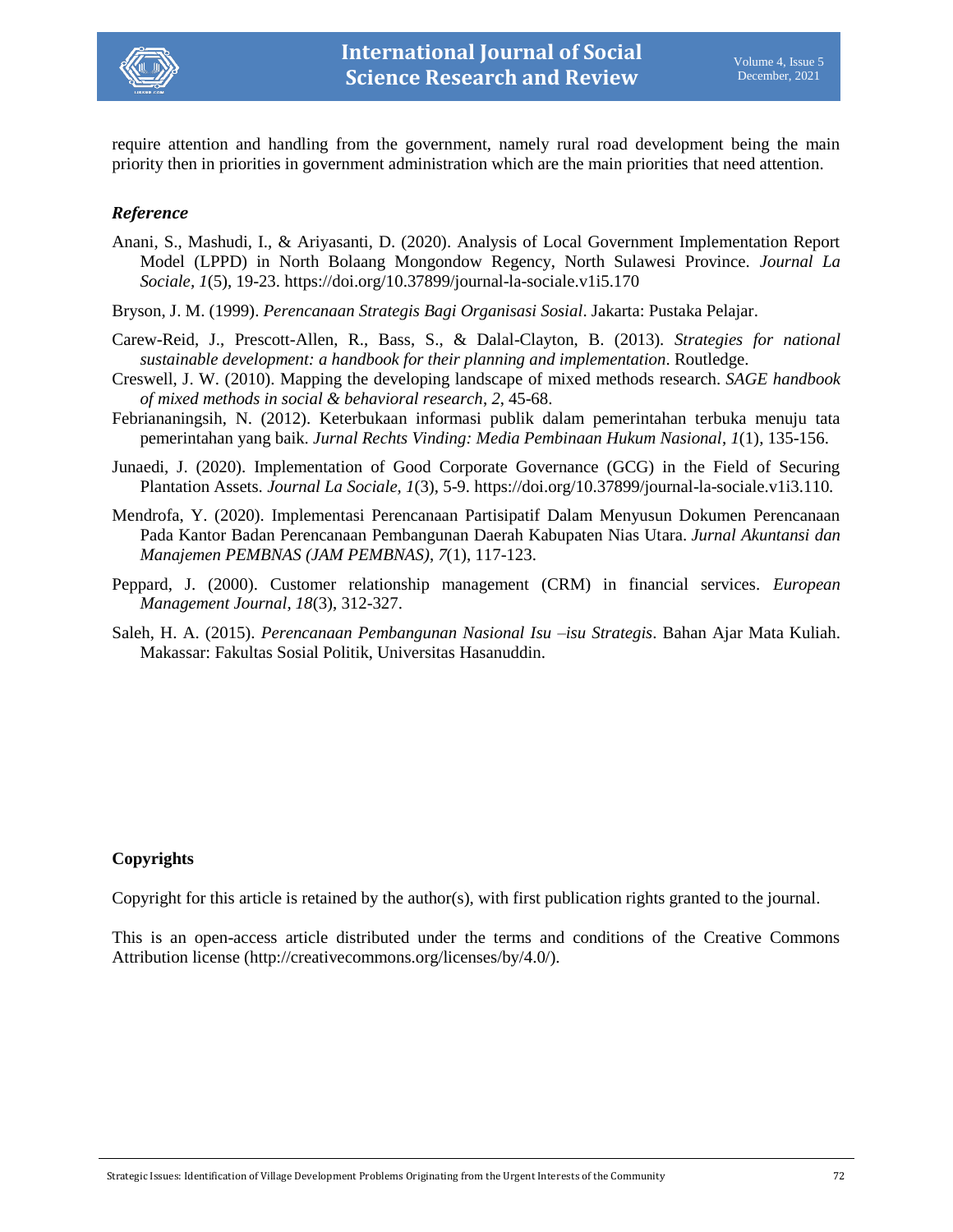require attention and handling from the government, namely rural road development being the main priority then in priorities in government administration which are the main priorities that need attention.

### *Reference*

Anani, S., Mashudi, I., & Ariyasanti, D. (2020). Analysis of Local Government Implementation Report Model (LPPD) in North Bolaang Mongondow Regency, North Sulawesi Province. *Journal La Sociale*, *1*(5), 19-23. https://doi.org/10.37899/journal-la-sociale.v1i5.170

Bryson, J. M. (1999). *Perencanaan Strategis Bagi Organisasi Sosial*. Jakarta: Pustaka Pelajar.

Carew-Reid, J., Prescott-Allen, R., Bass, S., & Dalal-Clayton, B. (2013). *Strategies for national sustainable development: a handbook for their planning and implementation*. Routledge.

Creswell, J. W. (2010). Mapping the developing landscape of mixed methods research. *SAGE handbook of mixed methods in social & behavioral research*, *2*, 45-68.

Febriananingsih, N. (2012). Keterbukaan informasi publik dalam pemerintahan terbuka menuju tata pemerintahan yang baik. *Jurnal Rechts Vinding: Media Pembinaan Hukum Nasional*, *1*(1), 135-156.

Junaedi, J. (2020). Implementation of Good Corporate Governance (GCG) in the Field of Securing Plantation Assets. *Journal La Sociale, 1*(3), 5-9. https://doi.org/10.37899/journal-la-sociale.v1i3.110.

Mendrofa, Y. (2020). Implementasi Perencanaan Partisipatif Dalam Menyusun Dokumen Perencanaan Pada Kantor Badan Perencanaan Pembangunan Daerah Kabupaten Nias Utara. *Jurnal Akuntansi dan Manajemen PEMBNAS (JAM PEMBNAS)*, *7*(1), 117-123.

Peppard, J. (2000). Customer relationship management (CRM) in financial services. *European Management Journal*, *18*(3), 312-327.

Saleh, H. A. (2015). *Perencanaan Pembangunan Nasional Isu –isu Strategis*. Bahan Ajar Mata Kuliah. Makassar: Fakultas Sosial Politik, Universitas Hasanuddin.

### Copyrights

Copyright for this article is retained by the author(s), with first publication rights granted to the journal.

This is an open-access article distributed under the terms and conditions of the Creative Commons Attribution license (http://creativecommons.org/licenses/by/4.0/).